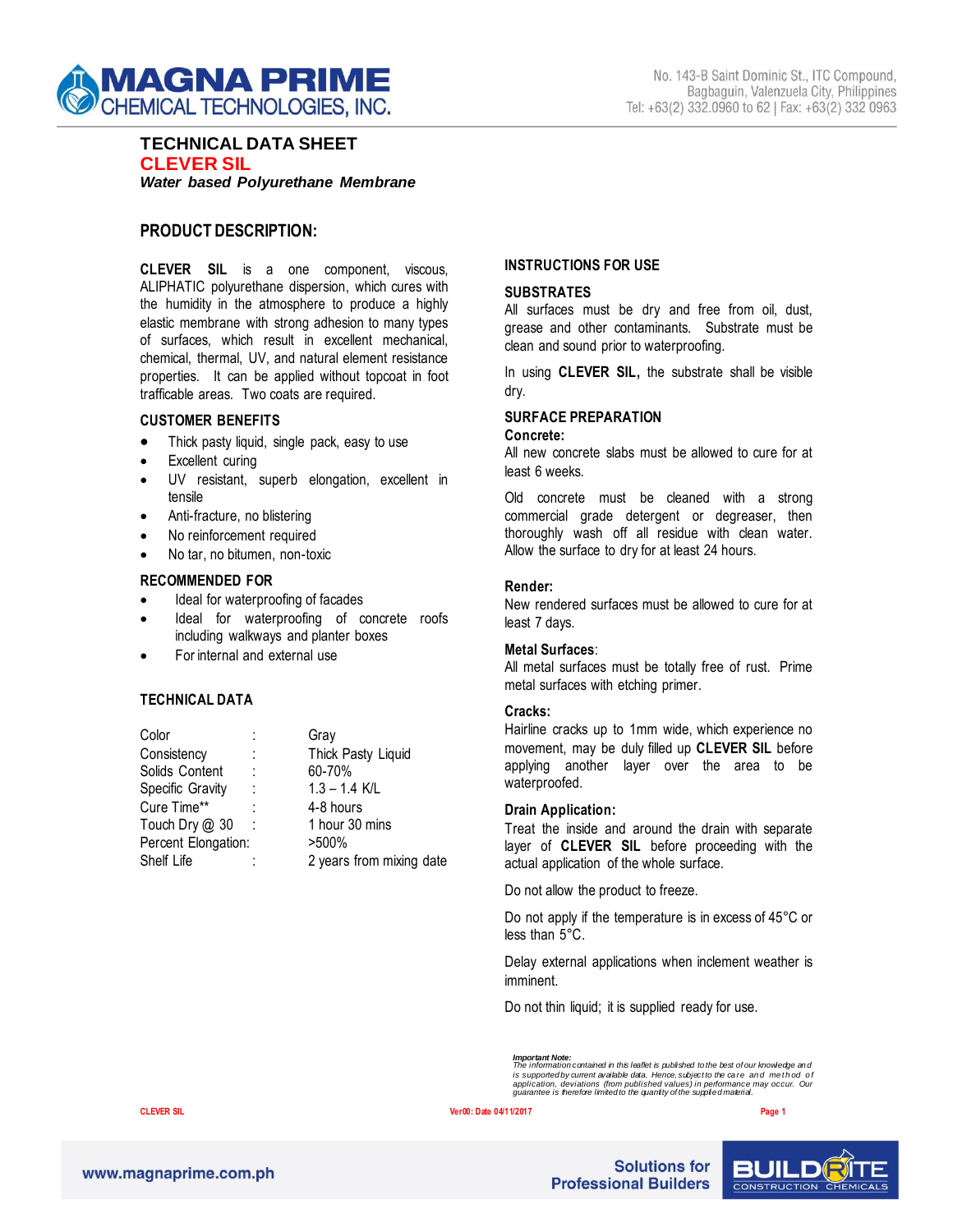# TECHNICAL DATA SHEET

## CLEVER SIL

***Water based Polyurethane Membrane***

## PRODUCT DESCRIPTION:

**CLEVER SIL** is a one component, viscous, ALIPHATIC polyurethane dispersion, which cures with the humidity in the atmosphere to produce a highly elastic membrane with strong adhesion to many types of surfaces, which result in excellent mechanical, chemical, thermal, UV, and natural element resistance properties. It can be applied without topcoat in foot trafficable areas. Two coats are required.

### CUSTOMER BENEFITS

- Thick pasty liquid, single pack, easy to use
- Excellent curing
- UV resistant, superb elongation, excellent in tensile
- Anti-fracture, no blistering
- No reinforcement required
- No tar, no bitumen, non-toxic

### RECOMMENDED FOR

- Ideal for waterproofing of facades
- Ideal for waterproofing of concrete roofs including walkways and planter boxes
- For internal and external use

### TECHNICAL DATA

| | | |
|---|---|---|
| Color | : | Gray |
| Consistency | : | Thick Pasty Liquid |
| Solids Content | : | 60-70% |
| Specific Gravity | : | 1.3 – 1.4 K/L |
| Cure Time** | : | 4-8 hours |
| Touch Dry @ 30 | : | 1 hour 30 mins |
| Percent Elongation: | | >500% |
| Shelf Life | : | 2 years from mixing date |

### INSTRUCTIONS FOR USE

### SUBSTRATES

All surfaces must be dry and free from oil, dust, grease and other contaminants. Substrate must be clean and sound prior to waterproofing.

In using **CLEVER SIL,** the substrate shall be visible dry.

### SURFACE PREPARATION

**Concrete:**

All new concrete slabs must be allowed to cure for at least 6 weeks.

Old concrete must be cleaned with a strong commercial grade detergent or degreaser, then thoroughly wash off all residue with clean water. Allow the surface to dry for at least 24 hours.

**Render:**

New rendered surfaces must be allowed to cure for at least 7 days.

**Metal Surfaces**:

All metal surfaces must be totally free of rust. Prime metal surfaces with etching primer.

**Cracks:**

Hairline cracks up to 1mm wide, which experience no movement, may be duly filled up **CLEVER SIL** before applying another layer over the area to be waterproofed.

**Drain Application:**

Treat the inside and around the drain with separate layer of **CLEVER SIL** before proceeding with the actual application of the whole surface.

Do not allow the product to freeze.

Do not apply if the temperature is in excess of 45°C or less than 5°C.

Delay external applications when inclement weather is imminent.

Do not thin liquid; it is supplied ready for use.

***Important Note:***
*The information contained in this leaflet is published to the best of our knowledge and is supported by current available data. Hence, subject to the care and method of application, deviations (from published values) in performance may occur. Our guarantee is therefore limited to the quantity of the supplied material.*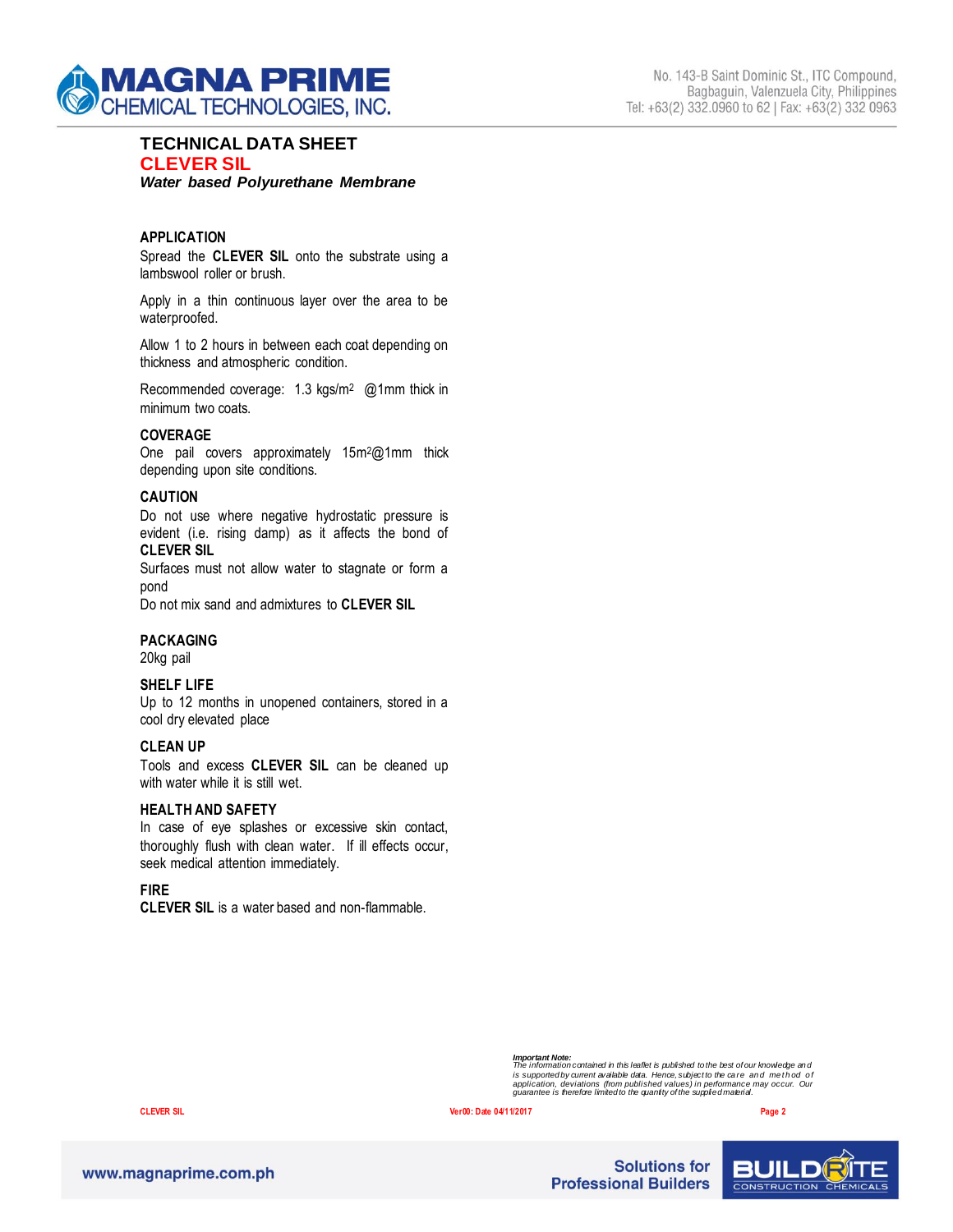# TECHNICAL DATA SHEET

## CLEVER SIL

***Water based Polyurethane Membrane***

### APPLICATION

Spread the **CLEVER SIL** onto the substrate using a lambswool roller or brush.

Apply in a thin continuous layer over the area to be waterproofed.

Allow 1 to 2 hours in between each coat depending on thickness and atmospheric condition.

Recommended coverage: 1.3 kgs/m$^2$ @1mm thick in minimum two coats.

### COVERAGE

One pail covers approximately 15m$^2$@1mm thick depending upon site conditions.

### CAUTION

Do not use where negative hydrostatic pressure is evident (i.e. rising damp) as it affects the bond of **CLEVER SIL**

Surfaces must not allow water to stagnate or form a pond

Do not mix sand and admixtures to **CLEVER SIL**

### PACKAGING

20kg pail

### SHELF LIFE

Up to 12 months in unopened containers, stored in a cool dry elevated place

### CLEAN UP

Tools and excess **CLEVER SIL** can be cleaned up with water while it is still wet.

### HEALTH AND SAFETY

In case of eye splashes or excessive skin contact, thoroughly flush with clean water. If ill effects occur, seek medical attention immediately.

### FIRE

**CLEVER SIL** is a water based and non-flammable.

***Important Note:***
*The information contained in this leaflet is published to the best of our knowledge and is supported by current available data. Hence, subject to the care and method of application, deviations (from published values) in performance may occur. Our guarantee is therefore limited to the quantity of the supplied material.*

CLEVER SIL — Ver00: Date 04/11/2017